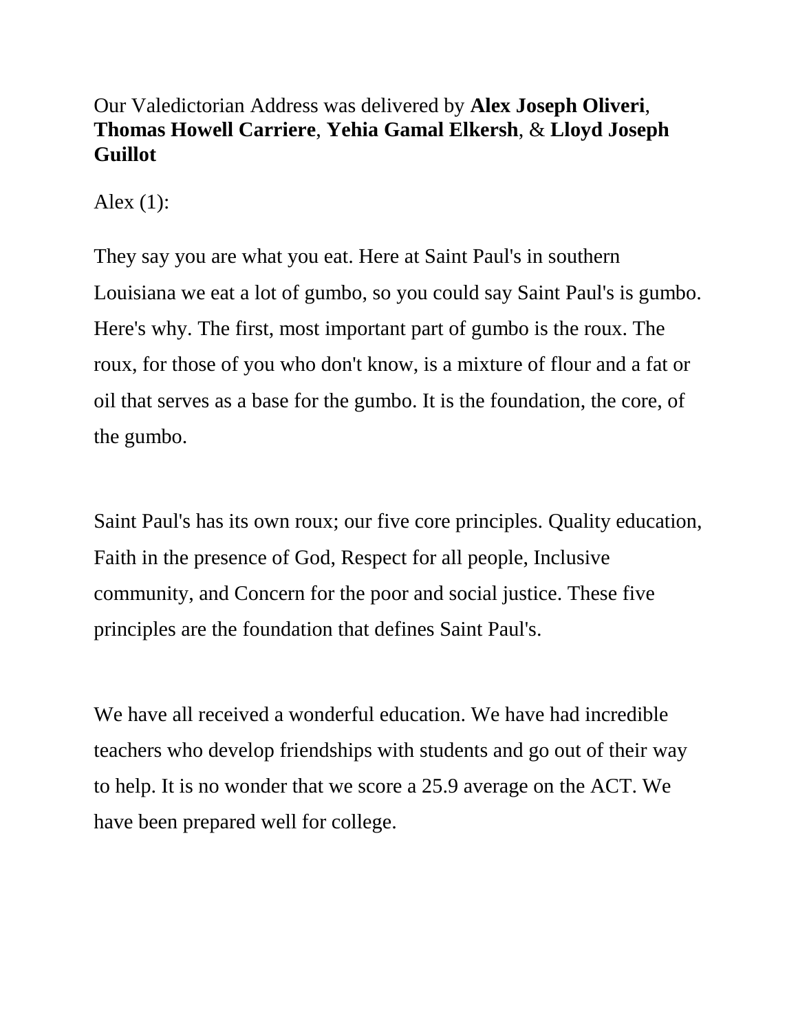Our Valedictorian Address was delivered by **Alex Joseph Oliveri**, **Thomas Howell Carriere**, **Yehia Gamal Elkersh**, & **Lloyd Joseph Guillot**

Alex (1):

They say you are what you eat. Here at Saint Paul's in southern Louisiana we eat a lot of gumbo, so you could say Saint Paul's is gumbo. Here's why. The first, most important part of gumbo is the roux. The roux, for those of you who don't know, is a mixture of flour and a fat or oil that serves as a base for the gumbo. It is the foundation, the core, of the gumbo.

Saint Paul's has its own roux; our five core principles. Quality education, Faith in the presence of God, Respect for all people, Inclusive community, and Concern for the poor and social justice. These five principles are the foundation that defines Saint Paul's.

We have all received a wonderful education. We have had incredible teachers who develop friendships with students and go out of their way to help. It is no wonder that we score a 25.9 average on the ACT. We have been prepared well for college.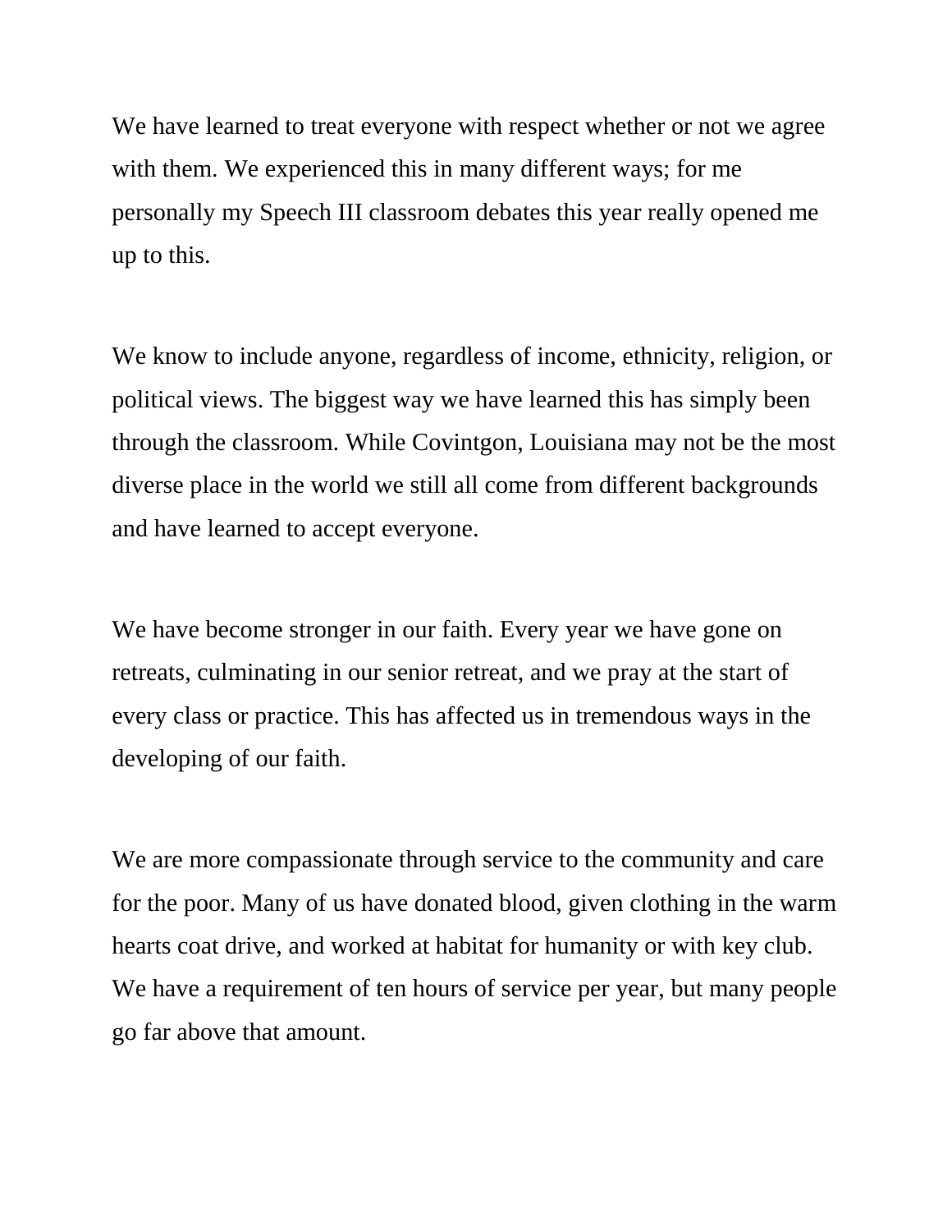We have learned to treat everyone with respect whether or not we agree with them. We experienced this in many different ways; for me personally my Speech III classroom debates this year really opened me up to this.

We know to include anyone, regardless of income, ethnicity, religion, or political views. The biggest way we have learned this has simply been through the classroom. While Covintgon, Louisiana may not be the most diverse place in the world we still all come from different backgrounds and have learned to accept everyone.

We have become stronger in our faith. Every year we have gone on retreats, culminating in our senior retreat, and we pray at the start of every class or practice. This has affected us in tremendous ways in the developing of our faith.

We are more compassionate through service to the community and care for the poor. Many of us have donated blood, given clothing in the warm hearts coat drive, and worked at habitat for humanity or with key club. We have a requirement of ten hours of service per year, but many people go far above that amount.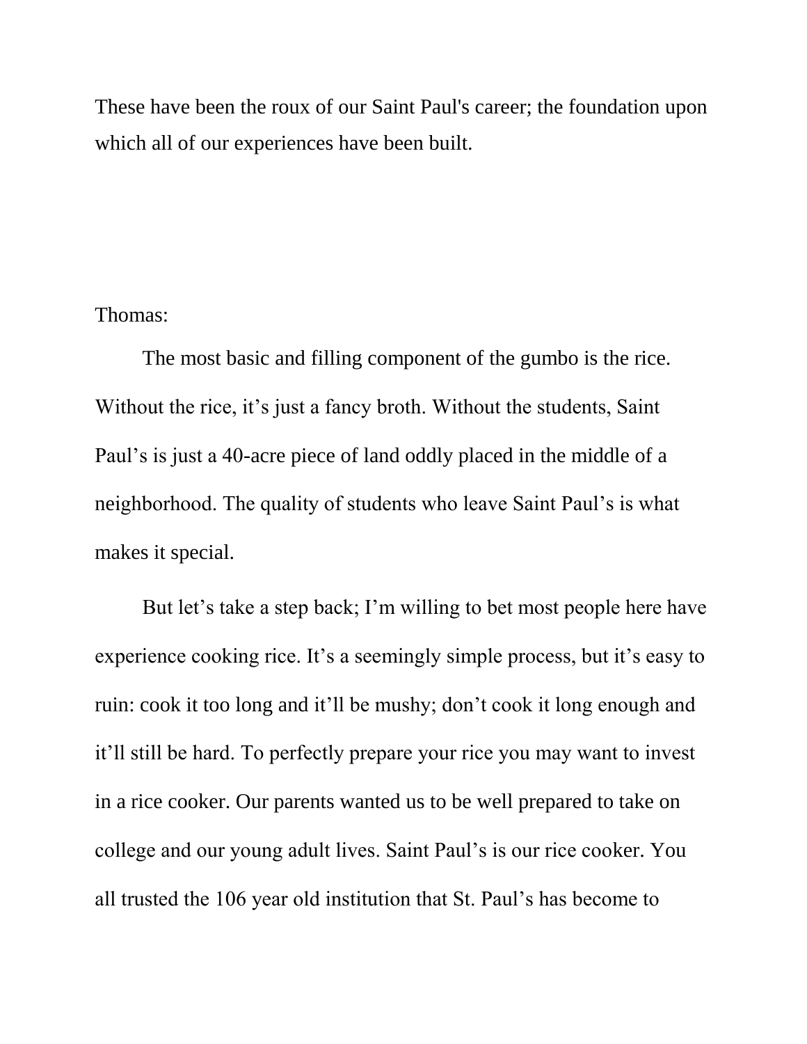These have been the roux of our Saint Paul's career; the foundation upon which all of our experiences have been built.

Thomas:

The most basic and filling component of the gumbo is the rice. Without the rice, it's just a fancy broth. Without the students, Saint Paul's is just a 40-acre piece of land oddly placed in the middle of a neighborhood. The quality of students who leave Saint Paul's is what makes it special.

But let's take a step back; I'm willing to bet most people here have experience cooking rice. It's a seemingly simple process, but it's easy to ruin: cook it too long and it'll be mushy; don't cook it long enough and it'll still be hard. To perfectly prepare your rice you may want to invest in a rice cooker. Our parents wanted us to be well prepared to take on college and our young adult lives. Saint Paul's is our rice cooker. You all trusted the 106 year old institution that St. Paul's has become to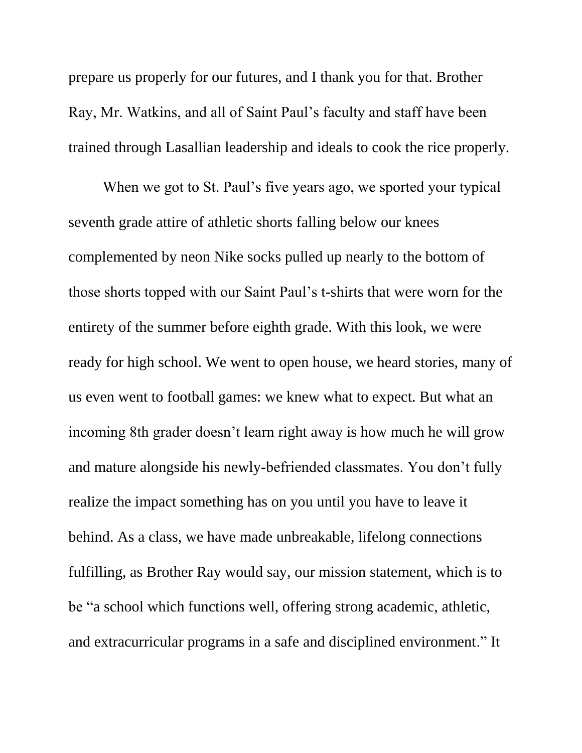prepare us properly for our futures, and I thank you for that. Brother Ray, Mr. Watkins, and all of Saint Paul's faculty and staff have been trained through Lasallian leadership and ideals to cook the rice properly.

When we got to St. Paul's five years ago, we sported your typical seventh grade attire of athletic shorts falling below our knees complemented by neon Nike socks pulled up nearly to the bottom of those shorts topped with our Saint Paul's t-shirts that were worn for the entirety of the summer before eighth grade. With this look, we were ready for high school. We went to open house, we heard stories, many of us even went to football games: we knew what to expect. But what an incoming 8th grader doesn't learn right away is how much he will grow and mature alongside his newly-befriended classmates. You don't fully realize the impact something has on you until you have to leave it behind. As a class, we have made unbreakable, lifelong connections fulfilling, as Brother Ray would say, our mission statement, which is to be "a school which functions well, offering strong academic, athletic, and extracurricular programs in a safe and disciplined environment." It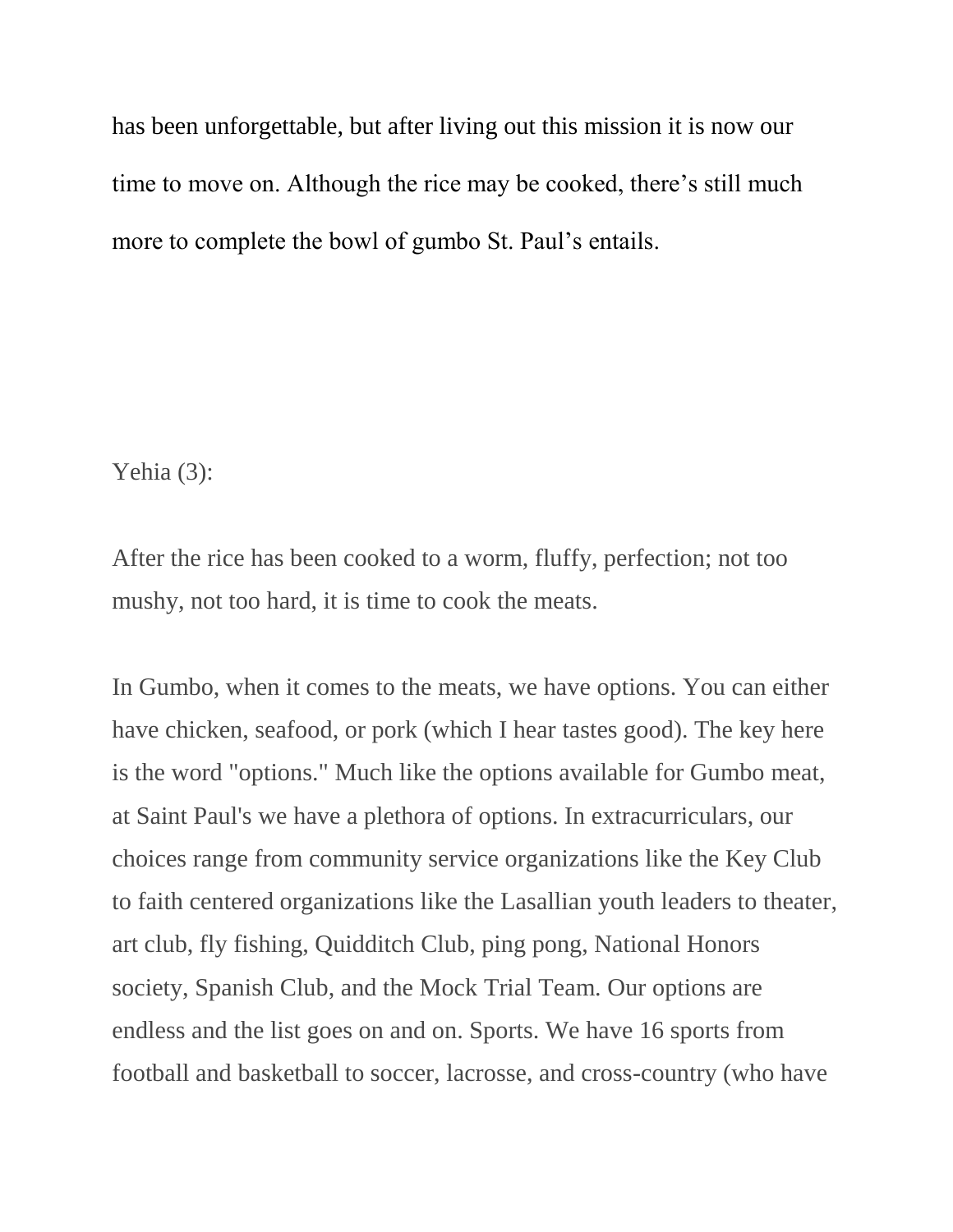has been unforgettable, but after living out this mission it is now our time to move on. Although the rice may be cooked, there's still much more to complete the bowl of gumbo St. Paul's entails.

Yehia (3):

After the rice has been cooked to a worm, fluffy, perfection; not too mushy, not too hard, it is time to cook the meats.

In Gumbo, when it comes to the meats, we have options. You can either have chicken, seafood, or pork (which I hear tastes good). The key here is the word "options." Much like the options available for Gumbo meat, at Saint Paul's we have a plethora of options. In extracurriculars, our choices range from community service organizations like the Key Club to faith centered organizations like the Lasallian youth leaders to theater, art club, fly fishing, Quidditch Club, ping pong, National Honors society, Spanish Club, and the Mock Trial Team. Our options are endless and the list goes on and on. Sports. We have 16 sports from football and basketball to soccer, lacrosse, and cross-country (who have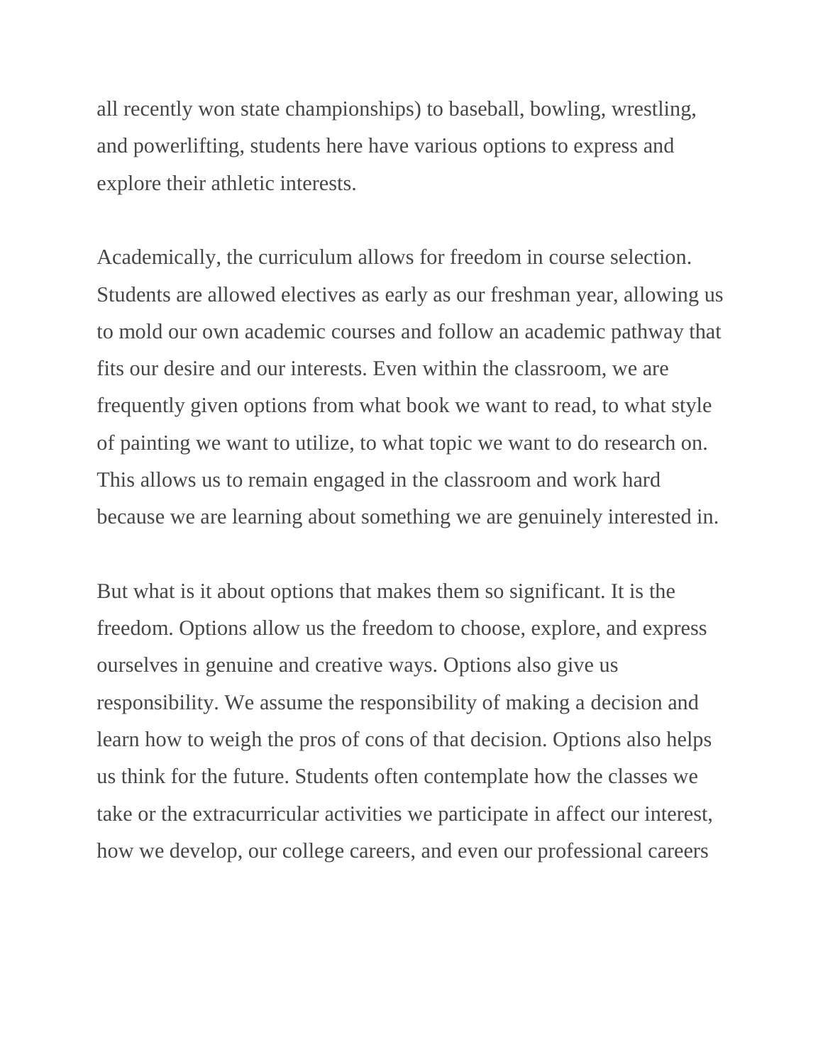all recently won state championships) to baseball, bowling, wrestling, and powerlifting, students here have various options to express and explore their athletic interests.

Academically, the curriculum allows for freedom in course selection. Students are allowed electives as early as our freshman year, allowing us to mold our own academic courses and follow an academic pathway that fits our desire and our interests. Even within the classroom, we are frequently given options from what book we want to read, to what style of painting we want to utilize, to what topic we want to do research on. This allows us to remain engaged in the classroom and work hard because we are learning about something we are genuinely interested in.

But what is it about options that makes them so significant. It is the freedom. Options allow us the freedom to choose, explore, and express ourselves in genuine and creative ways. Options also give us responsibility. We assume the responsibility of making a decision and learn how to weigh the pros of cons of that decision. Options also helps us think for the future. Students often contemplate how the classes we take or the extracurricular activities we participate in affect our interest, how we develop, our college careers, and even our professional careers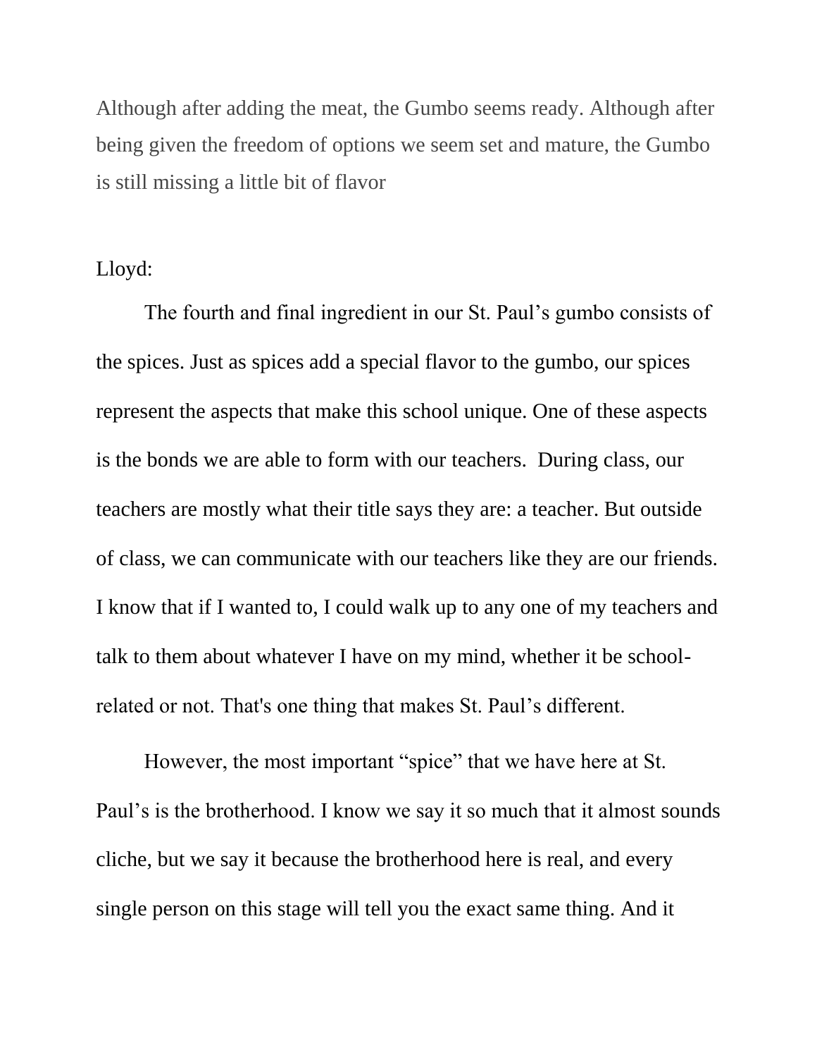Although after adding the meat, the Gumbo seems ready. Although after being given the freedom of options we seem set and mature, the Gumbo is still missing a little bit of flavor

Lloyd:

The fourth and final ingredient in our St. Paul’s gumbo consists of the spices. Just as spices add a special flavor to the gumbo, our spices represent the aspects that make this school unique. One of these aspects is the bonds we are able to form with our teachers. During class, our teachers are mostly what their title says they are: a teacher. But outside of class, we can communicate with our teachers like they are our friends. I know that if I wanted to, I could walk up to any one of my teachers and talk to them about whatever I have on my mind, whether it be school-related or not. That's one thing that makes St. Paul’s different.

However, the most important “spice” that we have here at St. Paul’s is the brotherhood. I know we say it so much that it almost sounds cliche, but we say it because the brotherhood here is real, and every single person on this stage will tell you the exact same thing. And it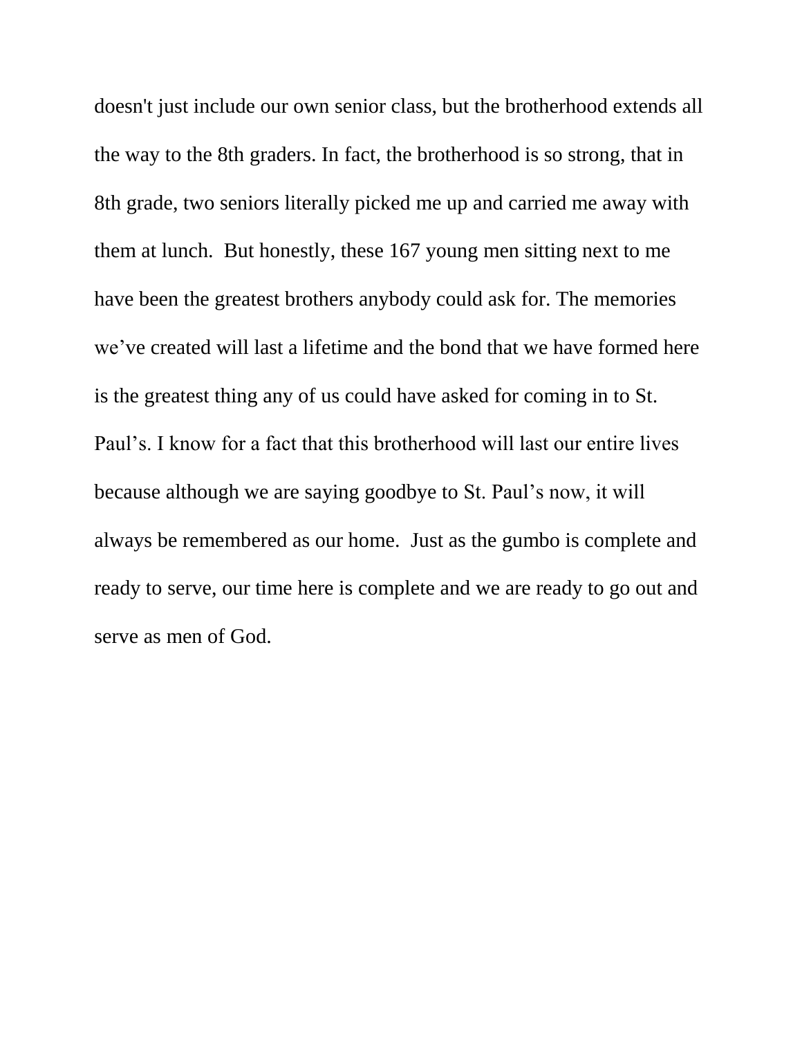doesn't just include our own senior class, but the brotherhood extends all the way to the 8th graders. In fact, the brotherhood is so strong, that in 8th grade, two seniors literally picked me up and carried me away with them at lunch.  But honestly, these 167 young men sitting next to me have been the greatest brothers anybody could ask for. The memories we've created will last a lifetime and the bond that we have formed here is the greatest thing any of us could have asked for coming in to St. Paul's. I know for a fact that this brotherhood will last our entire lives because although we are saying goodbye to St. Paul's now, it will always be remembered as our home.  Just as the gumbo is complete and ready to serve, our time here is complete and we are ready to go out and serve as men of God.